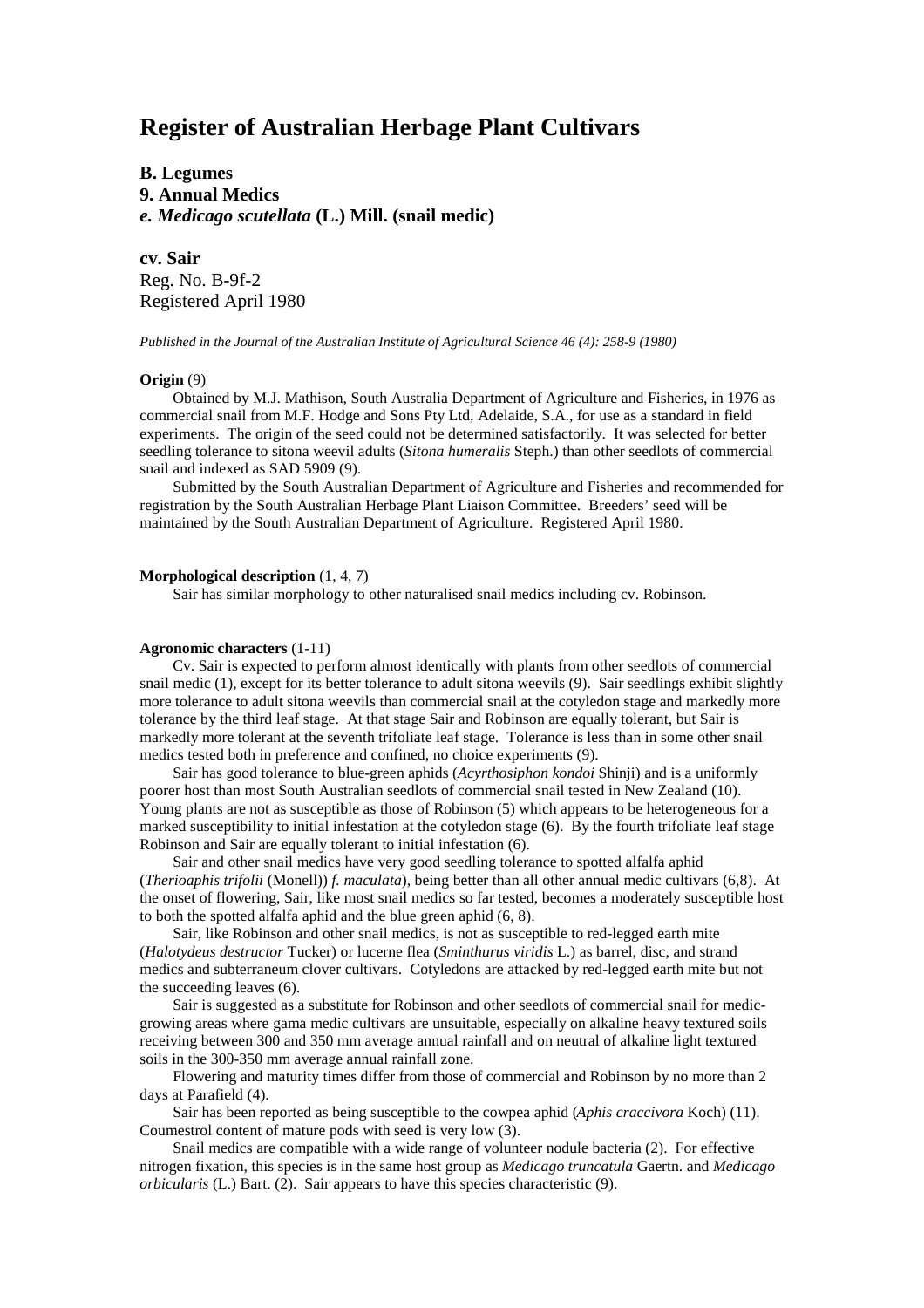# Register of Australian Herbage Plant Cultivars

**B. Legumes**
**9. Annual Medics**
***e. Medicago scutellata* (L.) Mill. (snail medic)**

**cv. Sair**
Reg. No. B-9f-2
Registered April 1980

*Published in the Journal of the Australian Institute of Agricultural Science 46 (4): 258-9 (1980)*

**Origin** (9)

Obtained by M.J. Mathison, South Australia Department of Agriculture and Fisheries, in 1976 as commercial snail from M.F. Hodge and Sons Pty Ltd, Adelaide, S.A., for use as a standard in field experiments. The origin of the seed could not be determined satisfactorily. It was selected for better seedling tolerance to sitona weevil adults (*Sitona humeralis* Steph.) than other seedlots of commercial snail and indexed as SAD 5909 (9).

Submitted by the South Australian Department of Agriculture and Fisheries and recommended for registration by the South Australian Herbage Plant Liaison Committee. Breeders' seed will be maintained by the South Australian Department of Agriculture. Registered April 1980.

**Morphological description** (1, 4, 7)

Sair has similar morphology to other naturalised snail medics including cv. Robinson.

**Agronomic characters** (1-11)

Cv. Sair is expected to perform almost identically with plants from other seedlots of commercial snail medic (1), except for its better tolerance to adult sitona weevils (9). Sair seedlings exhibit slightly more tolerance to adult sitona weevils than commercial snail at the cotyledon stage and markedly more tolerance by the third leaf stage. At that stage Sair and Robinson are equally tolerant, but Sair is markedly more tolerant at the seventh trifoliate leaf stage. Tolerance is less than in some other snail medics tested both in preference and confined, no choice experiments (9).

Sair has good tolerance to blue-green aphids (*Acyrthosiphon kondoi* Shinji) and is a uniformly poorer host than most South Australian seedlots of commercial snail tested in New Zealand (10). Young plants are not as susceptible as those of Robinson (5) which appears to be heterogeneous for a marked susceptibility to initial infestation at the cotyledon stage (6). By the fourth trifoliate leaf stage Robinson and Sair are equally tolerant to initial infestation (6).

Sair and other snail medics have very good seedling tolerance to spotted alfalfa aphid (*Therioaphis trifolii* (Monell)) *f. maculata*), being better than all other annual medic cultivars (6,8). At the onset of flowering, Sair, like most snail medics so far tested, becomes a moderately susceptible host to both the spotted alfalfa aphid and the blue green aphid (6, 8).

Sair, like Robinson and other snail medics, is not as susceptible to red-legged earth mite (*Halotydeus destructor* Tucker) or lucerne flea (*Sminthurus viridis* L.) as barrel, disc, and strand medics and subterraneum clover cultivars. Cotyledons are attacked by red-legged earth mite but not the succeeding leaves (6).

Sair is suggested as a substitute for Robinson and other seedlots of commercial snail for medic-growing areas where gama medic cultivars are unsuitable, especially on alkaline heavy textured soils receiving between 300 and 350 mm average annual rainfall and on neutral of alkaline light textured soils in the 300-350 mm average annual rainfall zone.

Flowering and maturity times differ from those of commercial and Robinson by no more than 2 days at Parafield (4).

Sair has been reported as being susceptible to the cowpea aphid (*Aphis craccivora* Koch) (11). Coumestrol content of mature pods with seed is very low (3).

Snail medics are compatible with a wide range of volunteer nodule bacteria (2). For effective nitrogen fixation, this species is in the same host group as *Medicago truncatula* Gaertn. and *Medicago orbicularis* (L.) Bart. (2). Sair appears to have this species characteristic (9).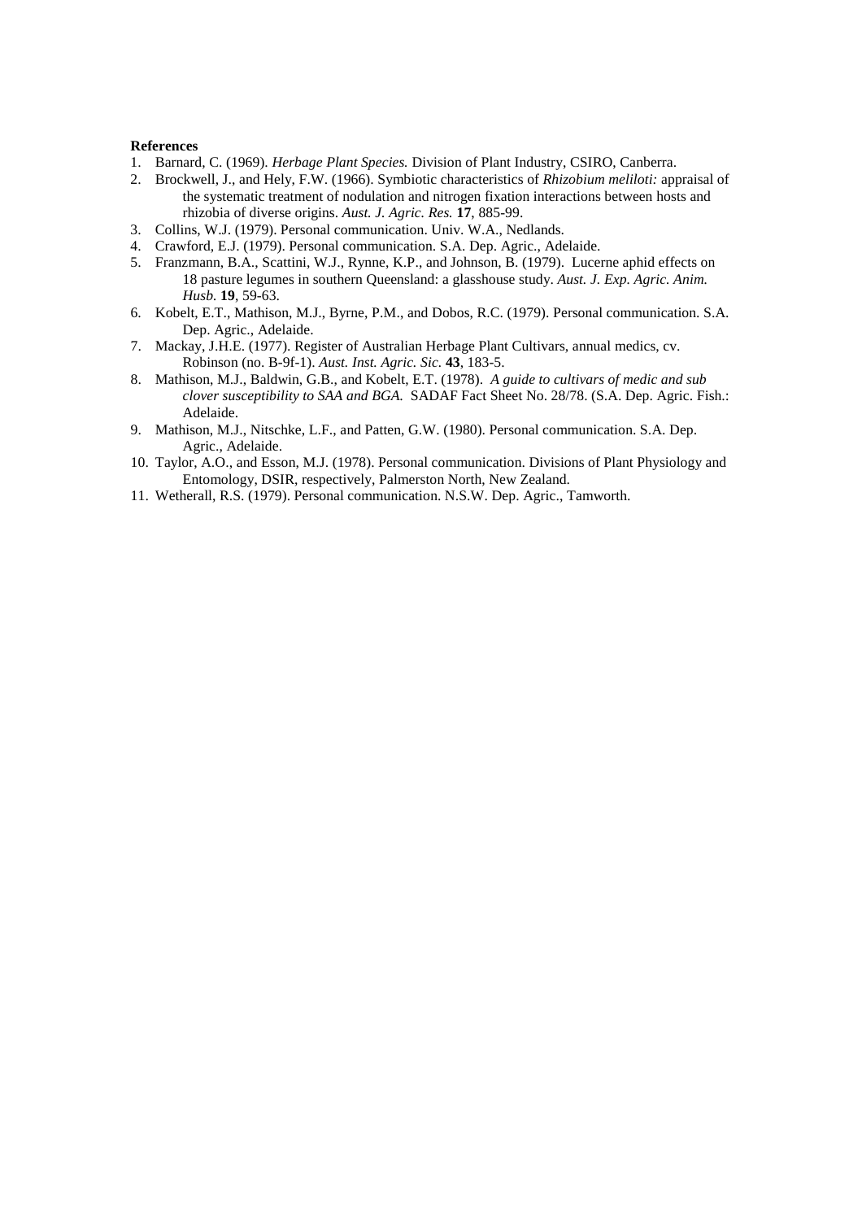**References**

1. Barnard, C. (1969). *Herbage Plant Species.* Division of Plant Industry, CSIRO, Canberra.
2. Brockwell, J., and Hely, F.W. (1966). Symbiotic characteristics of *Rhizobium meliloti:* appraisal of the systematic treatment of nodulation and nitrogen fixation interactions between hosts and rhizobia of diverse origins. *Aust. J. Agric. Res.* **17**, 885-99.
3. Collins, W.J. (1979). Personal communication. Univ. W.A., Nedlands.
4. Crawford, E.J. (1979). Personal communication. S.A. Dep. Agric., Adelaide.
5. Franzmann, B.A., Scattini, W.J., Rynne, K.P., and Johnson, B. (1979). Lucerne aphid effects on 18 pasture legumes in southern Queensland: a glasshouse study. *Aust. J. Exp. Agric. Anim. Husb.* **19**, 59-63.
6. Kobelt, E.T., Mathison, M.J., Byrne, P.M., and Dobos, R.C. (1979). Personal communication. S.A. Dep. Agric., Adelaide.
7. Mackay, J.H.E. (1977). Register of Australian Herbage Plant Cultivars, annual medics, cv. Robinson (no. B-9f-1). *Aust. Inst. Agric. Sic.* **43**, 183-5.
8. Mathison, M.J., Baldwin, G.B., and Kobelt, E.T. (1978). *A guide to cultivars of medic and sub clover susceptibility to SAA and BGA.* SADAF Fact Sheet No. 28/78. (S.A. Dep. Agric. Fish.: Adelaide.
9. Mathison, M.J., Nitschke, L.F., and Patten, G.W. (1980). Personal communication. S.A. Dep. Agric., Adelaide.
10. Taylor, A.O., and Esson, M.J. (1978). Personal communication. Divisions of Plant Physiology and Entomology, DSIR, respectively, Palmerston North, New Zealand.
11. Wetherall, R.S. (1979). Personal communication. N.S.W. Dep. Agric., Tamworth.